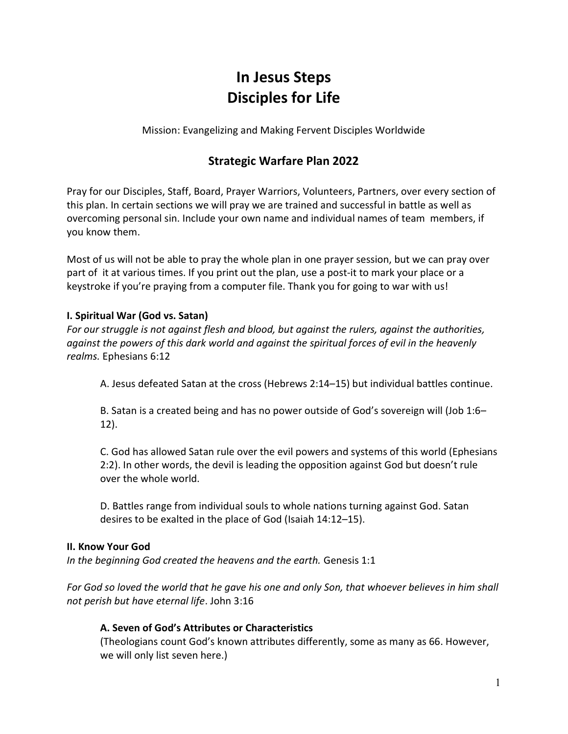# In Jesus Steps
# Disciples for Life

Mission: Evangelizing and Making Fervent Disciples Worldwide

## Strategic Warfare Plan 2022

Pray for our Disciples, Staff, Board, Prayer Warriors, Volunteers, Partners, over every section of this plan. In certain sections we will pray we are trained and successful in battle as well as overcoming personal sin. Include your own name and individual names of team members, if you know them.

Most of us will not be able to pray the whole plan in one prayer session, but we can pray over part of it at various times. If you print out the plan, use a post-it to mark your place or a keystroke if you're praying from a computer file. Thank you for going to war with us!

### I. Spiritual War (God vs. Satan)

*For our struggle is not against flesh and blood, but against the rulers, against the authorities, against the powers of this dark world and against the spiritual forces of evil in the heavenly realms.* Ephesians 6:12

A. Jesus defeated Satan at the cross (Hebrews 2:14–15) but individual battles continue.

B. Satan is a created being and has no power outside of God's sovereign will (Job 1:6–12).

C. God has allowed Satan rule over the evil powers and systems of this world (Ephesians 2:2). In other words, the devil is leading the opposition against God but doesn't rule over the whole world.

D. Battles range from individual souls to whole nations turning against God. Satan desires to be exalted in the place of God (Isaiah 14:12–15).

### II. Know Your God

*In the beginning God created the heavens and the earth.* Genesis 1:1

*For God so loved the world that he gave his one and only Son, that whoever believes in him shall not perish but have eternal life*. John 3:16

#### A. Seven of God's Attributes or Characteristics

(Theologians count God's known attributes differently, some as many as 66. However, we will only list seven here.)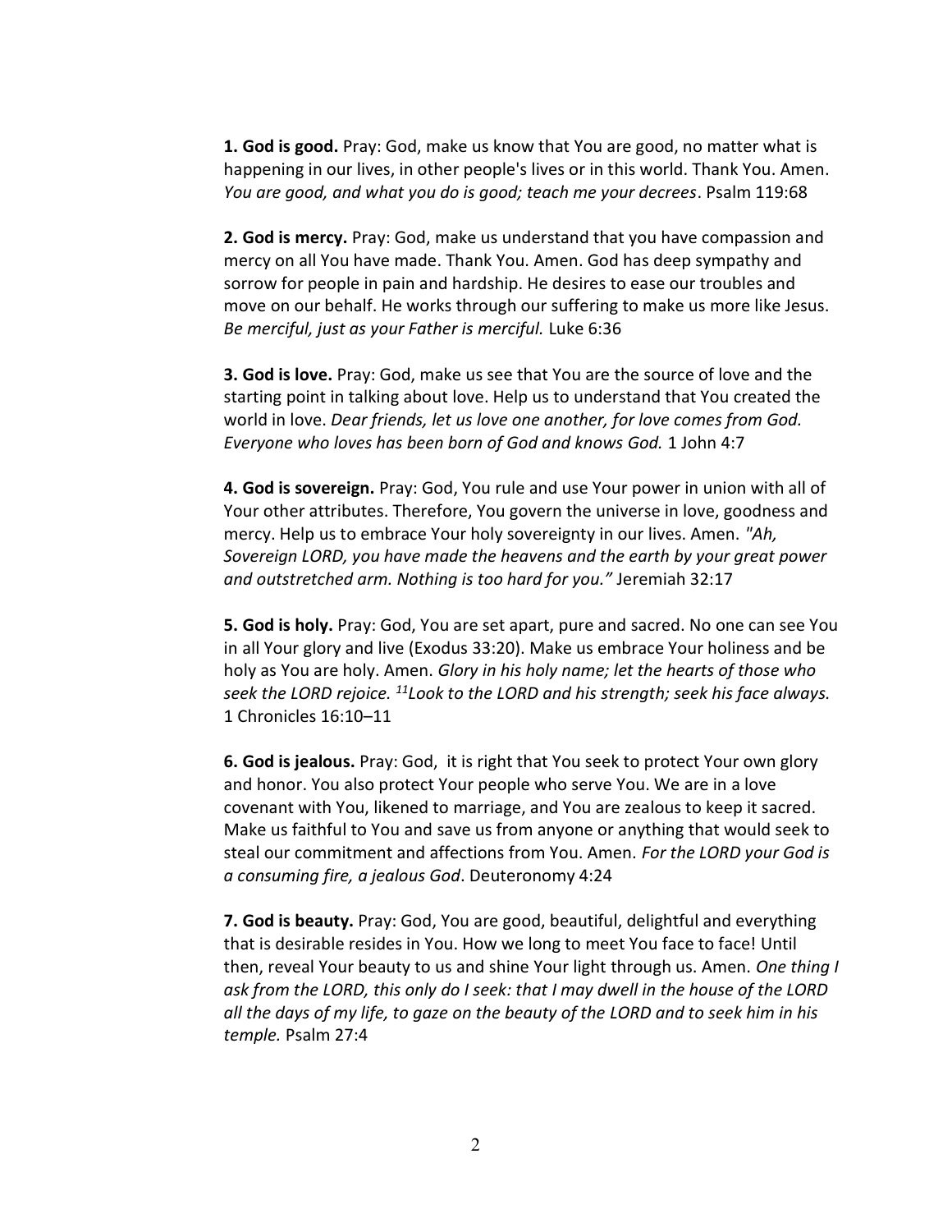**1. God is good.** Pray: God, make us know that You are good, no matter what is happening in our lives, in other people's lives or in this world. Thank You. Amen. *You are good, and what you do is good; teach me your decrees*. Psalm 119:68

**2. God is mercy.** Pray: God, make us understand that you have compassion and mercy on all You have made. Thank You. Amen. God has deep sympathy and sorrow for people in pain and hardship. He desires to ease our troubles and move on our behalf. He works through our suffering to make us more like Jesus. *Be merciful, just as your Father is merciful.* Luke 6:36

**3. God is love.** Pray: God, make us see that You are the source of love and the starting point in talking about love. Help us to understand that You created the world in love. *Dear friends, let us love one another, for love comes from God. Everyone who loves has been born of God and knows God.* 1 John 4:7

**4. God is sovereign.** Pray: God, You rule and use Your power in union with all of Your other attributes. Therefore, You govern the universe in love, goodness and mercy. Help us to embrace Your holy sovereignty in our lives. Amen. *"Ah, Sovereign LORD, you have made the heavens and the earth by your great power and outstretched arm. Nothing is too hard for you."* Jeremiah 32:17

**5. God is holy.** Pray: God, You are set apart, pure and sacred. No one can see You in all Your glory and live (Exodus 33:20). Make us embrace Your holiness and be holy as You are holy. Amen. *Glory in his holy name; let the hearts of those who seek the LORD rejoice. [11]Look to the LORD and his strength; seek his face always.* 1 Chronicles 16:10–11

**6. God is jealous.** Pray: God, it is right that You seek to protect Your own glory and honor. You also protect Your people who serve You. We are in a love covenant with You, likened to marriage, and You are zealous to keep it sacred. Make us faithful to You and save us from anyone or anything that would seek to steal our commitment and affections from You. Amen. *For the LORD your God is a consuming fire, a jealous God*. Deuteronomy 4:24

**7. God is beauty.** Pray: God, You are good, beautiful, delightful and everything that is desirable resides in You. How we long to meet You face to face! Until then, reveal Your beauty to us and shine Your light through us. Amen. *One thing I ask from the LORD, this only do I seek: that I may dwell in the house of the LORD all the days of my life, to gaze on the beauty of the LORD and to seek him in his temple.* Psalm 27:4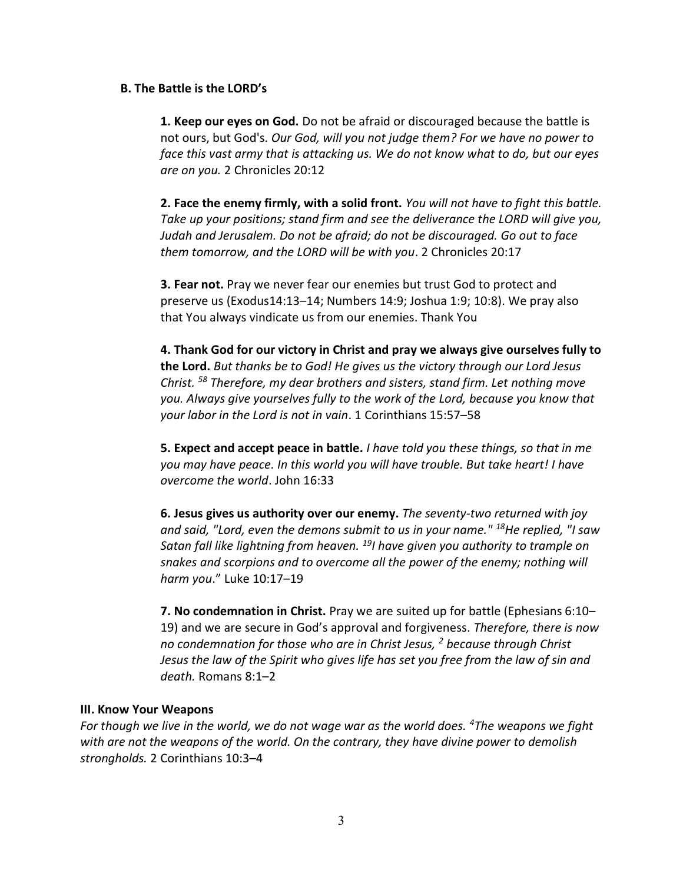### B. The Battle is the LORD's

**1. Keep our eyes on God.** Do not be afraid or discouraged because the battle is not ours, but God's. *Our God, will you not judge them? For we have no power to face this vast army that is attacking us. We do not know what to do, but our eyes are on you.* 2 Chronicles 20:12

**2. Face the enemy firmly, with a solid front.** *You will not have to fight this battle. Take up your positions; stand firm and see the deliverance the LORD will give you, Judah and Jerusalem. Do not be afraid; do not be discouraged. Go out to face them tomorrow, and the LORD will be with you*. 2 Chronicles 20:17

**3. Fear not.** Pray we never fear our enemies but trust God to protect and preserve us (Exodus14:13–14; Numbers 14:9; Joshua 1:9; 10:8). We pray also that You always vindicate us from our enemies. Thank You

**4. Thank God for our victory in Christ and pray we always give ourselves fully to the Lord.** *But thanks be to God! He gives us the victory through our Lord Jesus Christ. [58] Therefore, my dear brothers and sisters, stand firm. Let nothing move you. Always give yourselves fully to the work of the Lord, because you know that your labor in the Lord is not in vain*. 1 Corinthians 15:57–58

**5. Expect and accept peace in battle.** *I have told you these things, so that in me you may have peace. In this world you will have trouble. But take heart! I have overcome the world*. John 16:33

**6. Jesus gives us authority over our enemy.** *The seventy-two returned with joy and said, "Lord, even the demons submit to us in your name." [18]He replied, "I saw Satan fall like lightning from heaven. [19]I have given you authority to trample on snakes and scorpions and to overcome all the power of the enemy; nothing will harm you*." Luke 10:17–19

**7. No condemnation in Christ.** Pray we are suited up for battle (Ephesians 6:10–19) and we are secure in God's approval and forgiveness. *Therefore, there is now no condemnation for those who are in Christ Jesus, [2] because through Christ Jesus the law of the Spirit who gives life has set you free from the law of sin and death.* Romans 8:1–2

## III. Know Your Weapons

*For though we live in the world, we do not wage war as the world does. [4]The weapons we fight with are not the weapons of the world. On the contrary, they have divine power to demolish strongholds.* 2 Corinthians 10:3–4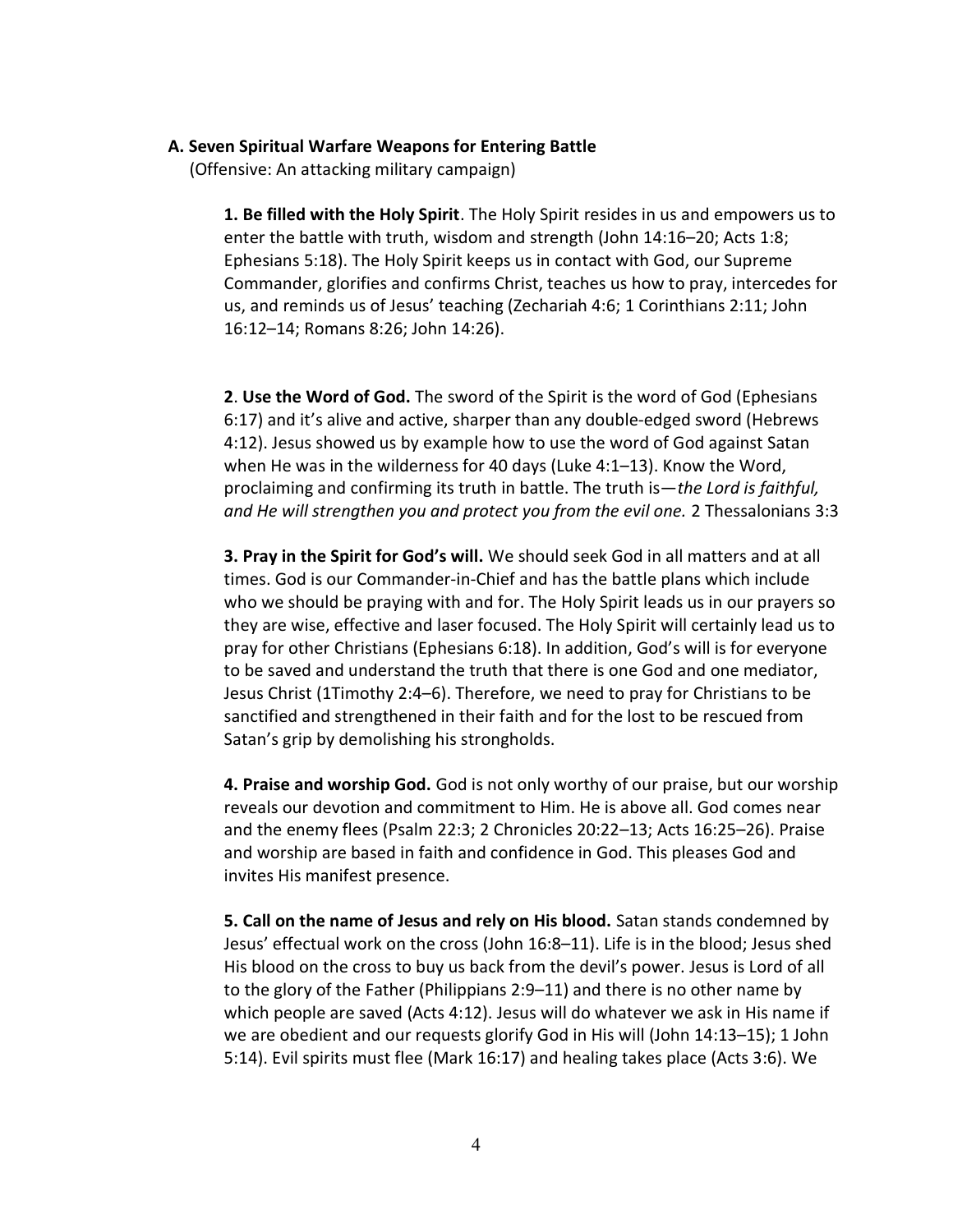### A. Seven Spiritual Warfare Weapons for Entering Battle

(Offensive: An attacking military campaign)

**1. Be filled with the Holy Spirit**. The Holy Spirit resides in us and empowers us to enter the battle with truth, wisdom and strength (John 14:16–20; Acts 1:8; Ephesians 5:18). The Holy Spirit keeps us in contact with God, our Supreme Commander, glorifies and confirms Christ, teaches us how to pray, intercedes for us, and reminds us of Jesus' teaching (Zechariah 4:6; 1 Corinthians 2:11; John 16:12–14; Romans 8:26; John 14:26).

**2**. **Use the Word of God.** The sword of the Spirit is the word of God (Ephesians 6:17) and it's alive and active, sharper than any double-edged sword (Hebrews 4:12). Jesus showed us by example how to use the word of God against Satan when He was in the wilderness for 40 days (Luke 4:1–13). Know the Word, proclaiming and confirming its truth in battle. The truth is—*the Lord is faithful, and He will strengthen you and protect you from the evil one.* 2 Thessalonians 3:3

**3. Pray in the Spirit for God's will.** We should seek God in all matters and at all times. God is our Commander-in-Chief and has the battle plans which include who we should be praying with and for. The Holy Spirit leads us in our prayers so they are wise, effective and laser focused. The Holy Spirit will certainly lead us to pray for other Christians (Ephesians 6:18). In addition, God's will is for everyone to be saved and understand the truth that there is one God and one mediator, Jesus Christ (1Timothy 2:4–6). Therefore, we need to pray for Christians to be sanctified and strengthened in their faith and for the lost to be rescued from Satan's grip by demolishing his strongholds.

**4. Praise and worship God.** God is not only worthy of our praise, but our worship reveals our devotion and commitment to Him. He is above all. God comes near and the enemy flees (Psalm 22:3; 2 Chronicles 20:22–13; Acts 16:25–26). Praise and worship are based in faith and confidence in God. This pleases God and invites His manifest presence.

**5. Call on the name of Jesus and rely on His blood.** Satan stands condemned by Jesus' effectual work on the cross (John 16:8–11). Life is in the blood; Jesus shed His blood on the cross to buy us back from the devil's power. Jesus is Lord of all to the glory of the Father (Philippians 2:9–11) and there is no other name by which people are saved (Acts 4:12). Jesus will do whatever we ask in His name if we are obedient and our requests glorify God in His will (John 14:13–15); 1 John 5:14). Evil spirits must flee (Mark 16:17) and healing takes place (Acts 3:6). We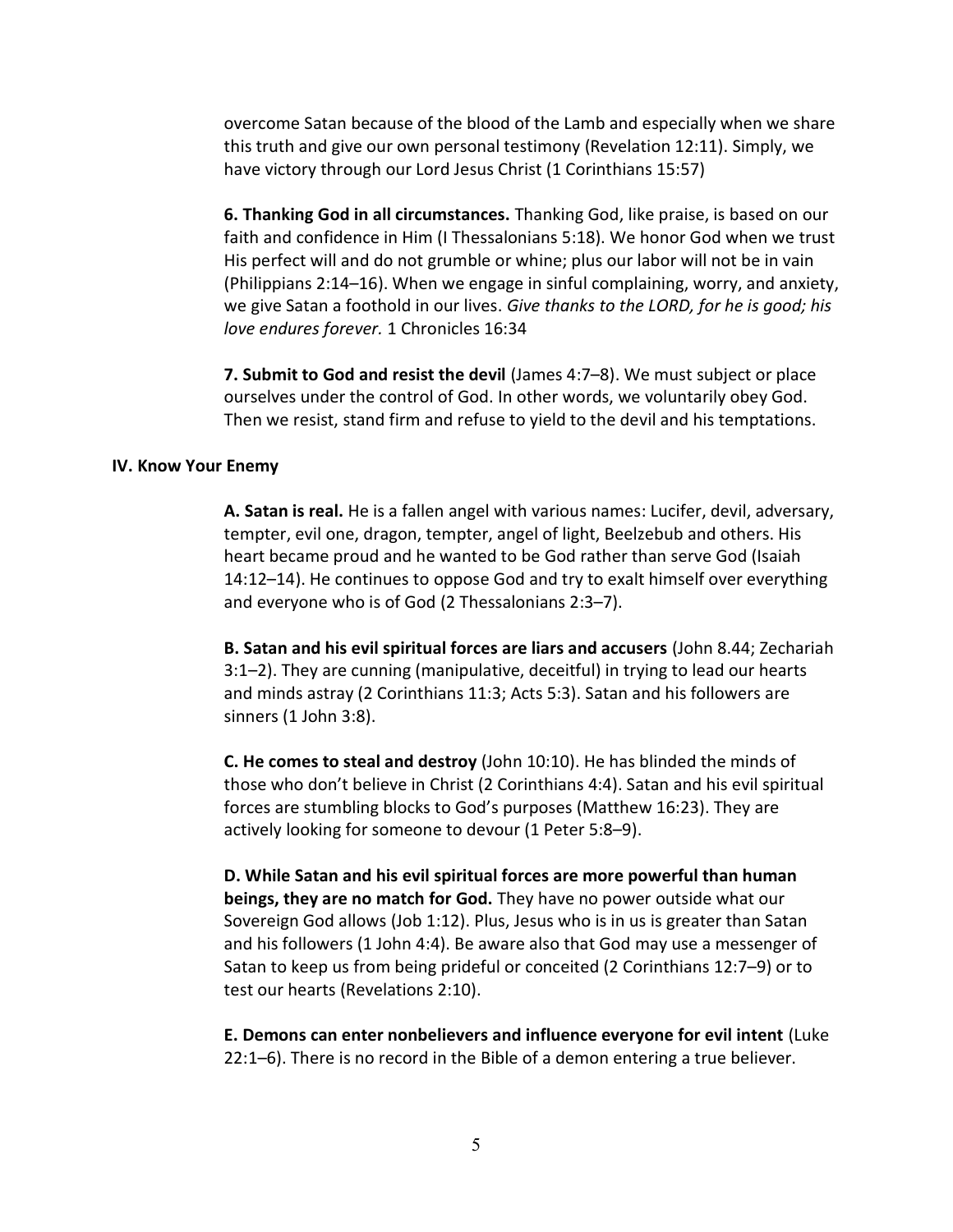overcome Satan because of the blood of the Lamb and especially when we share this truth and give our own personal testimony (Revelation 12:11). Simply, we have victory through our Lord Jesus Christ (1 Corinthians 15:57)

**6. Thanking God in all circumstances.** Thanking God, like praise, is based on our faith and confidence in Him (I Thessalonians 5:18). We honor God when we trust His perfect will and do not grumble or whine; plus our labor will not be in vain (Philippians 2:14–16). When we engage in sinful complaining, worry, and anxiety, we give Satan a foothold in our lives. *Give thanks to the LORD, for he is good; his love endures forever.* 1 Chronicles 16:34

**7. Submit to God and resist the devil** (James 4:7–8). We must subject or place ourselves under the control of God. In other words, we voluntarily obey God. Then we resist, stand firm and refuse to yield to the devil and his temptations.

## IV. Know Your Enemy

**A. Satan is real.** He is a fallen angel with various names: Lucifer, devil, adversary, tempter, evil one, dragon, tempter, angel of light, Beelzebub and others. His heart became proud and he wanted to be God rather than serve God (Isaiah 14:12–14). He continues to oppose God and try to exalt himself over everything and everyone who is of God (2 Thessalonians 2:3–7).

**B. Satan and his evil spiritual forces are liars and accusers** (John 8.44; Zechariah 3:1–2). They are cunning (manipulative, deceitful) in trying to lead our hearts and minds astray (2 Corinthians 11:3; Acts 5:3). Satan and his followers are sinners (1 John 3:8).

**C. He comes to steal and destroy** (John 10:10). He has blinded the minds of those who don't believe in Christ (2 Corinthians 4:4). Satan and his evil spiritual forces are stumbling blocks to God's purposes (Matthew 16:23). They are actively looking for someone to devour (1 Peter 5:8–9).

**D. While Satan and his evil spiritual forces are more powerful than human beings, they are no match for God.** They have no power outside what our Sovereign God allows (Job 1:12). Plus, Jesus who is in us is greater than Satan and his followers (1 John 4:4). Be aware also that God may use a messenger of Satan to keep us from being prideful or conceited (2 Corinthians 12:7–9) or to test our hearts (Revelations 2:10).

**E. Demons can enter nonbelievers and influence everyone for evil intent** (Luke 22:1–6). There is no record in the Bible of a demon entering a true believer.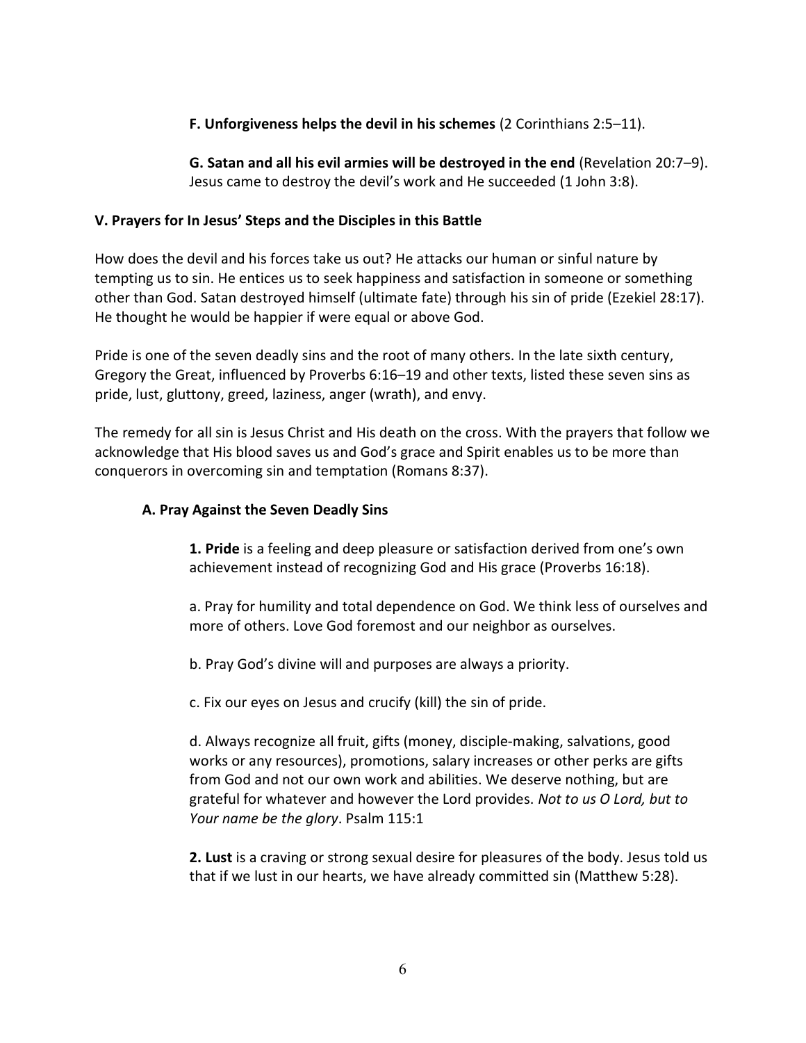**F. Unforgiveness helps the devil in his schemes** (2 Corinthians 2:5–11).

**G. Satan and all his evil armies will be destroyed in the end** (Revelation 20:7–9). Jesus came to destroy the devil's work and He succeeded (1 John 3:8).

## V. Prayers for In Jesus' Steps and the Disciples in this Battle

How does the devil and his forces take us out? He attacks our human or sinful nature by tempting us to sin. He entices us to seek happiness and satisfaction in someone or something other than God. Satan destroyed himself (ultimate fate) through his sin of pride (Ezekiel 28:17). He thought he would be happier if were equal or above God.

Pride is one of the seven deadly sins and the root of many others. In the late sixth century, Gregory the Great, influenced by Proverbs 6:16–19 and other texts, listed these seven sins as pride, lust, gluttony, greed, laziness, anger (wrath), and envy.

The remedy for all sin is Jesus Christ and His death on the cross. With the prayers that follow we acknowledge that His blood saves us and God's grace and Spirit enables us to be more than conquerors in overcoming sin and temptation (Romans 8:37).

### A. Pray Against the Seven Deadly Sins

**1. Pride** is a feeling and deep pleasure or satisfaction derived from one's own achievement instead of recognizing God and His grace (Proverbs 16:18).

a. Pray for humility and total dependence on God. We think less of ourselves and more of others. Love God foremost and our neighbor as ourselves.

b. Pray God's divine will and purposes are always a priority.

c. Fix our eyes on Jesus and crucify (kill) the sin of pride.

d. Always recognize all fruit, gifts (money, disciple-making, salvations, good works or any resources), promotions, salary increases or other perks are gifts from God and not our own work and abilities. We deserve nothing, but are grateful for whatever and however the Lord provides. *Not to us O Lord, but to Your name be the glory*. Psalm 115:1

**2. Lust** is a craving or strong sexual desire for pleasures of the body. Jesus told us that if we lust in our hearts, we have already committed sin (Matthew 5:28).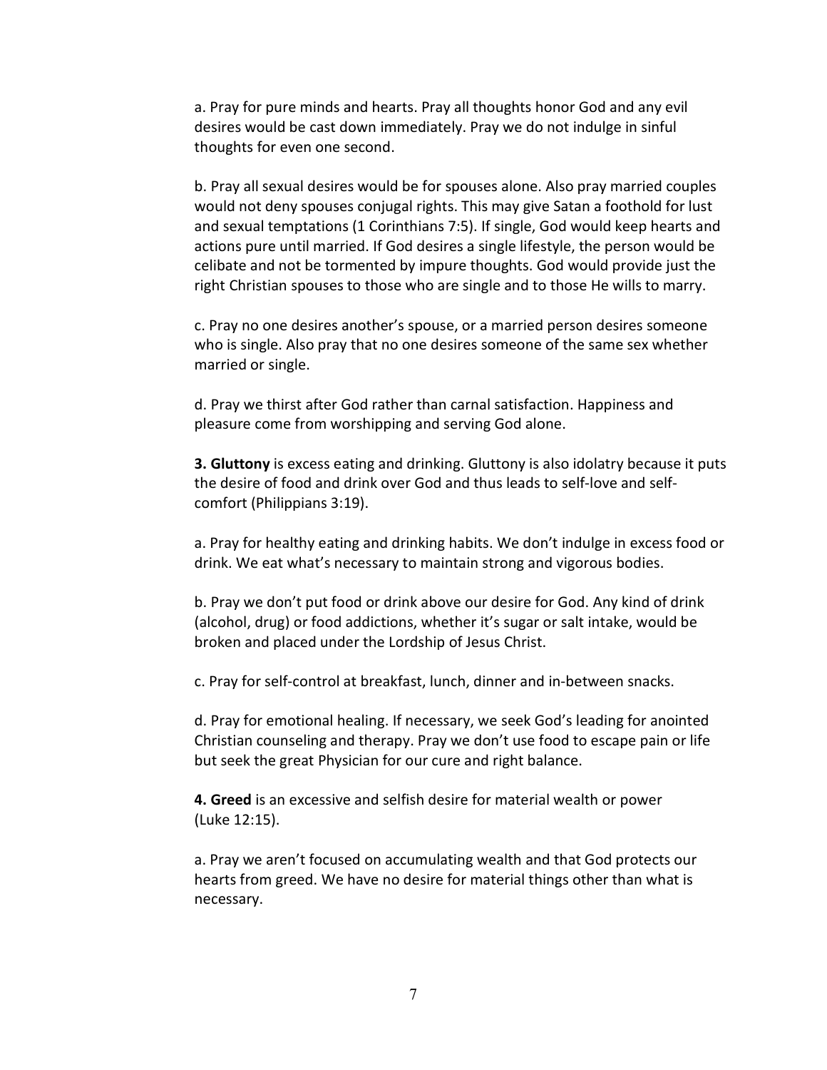a. Pray for pure minds and hearts. Pray all thoughts honor God and any evil desires would be cast down immediately. Pray we do not indulge in sinful thoughts for even one second.

b. Pray all sexual desires would be for spouses alone. Also pray married couples would not deny spouses conjugal rights. This may give Satan a foothold for lust and sexual temptations (1 Corinthians 7:5). If single, God would keep hearts and actions pure until married. If God desires a single lifestyle, the person would be celibate and not be tormented by impure thoughts. God would provide just the right Christian spouses to those who are single and to those He wills to marry.

c. Pray no one desires another's spouse, or a married person desires someone who is single. Also pray that no one desires someone of the same sex whether married or single.

d. Pray we thirst after God rather than carnal satisfaction. Happiness and pleasure come from worshipping and serving God alone.

**3. Gluttony** is excess eating and drinking. Gluttony is also idolatry because it puts the desire of food and drink over God and thus leads to self-love and self-comfort (Philippians 3:19).

a. Pray for healthy eating and drinking habits. We don't indulge in excess food or drink. We eat what's necessary to maintain strong and vigorous bodies.

b. Pray we don't put food or drink above our desire for God. Any kind of drink (alcohol, drug) or food addictions, whether it's sugar or salt intake, would be broken and placed under the Lordship of Jesus Christ.

c. Pray for self-control at breakfast, lunch, dinner and in-between snacks.

d. Pray for emotional healing. If necessary, we seek God's leading for anointed Christian counseling and therapy. Pray we don't use food to escape pain or life but seek the great Physician for our cure and right balance.

**4. Greed** is an excessive and selfish desire for material wealth or power (Luke 12:15).

a. Pray we aren't focused on accumulating wealth and that God protects our hearts from greed. We have no desire for material things other than what is necessary.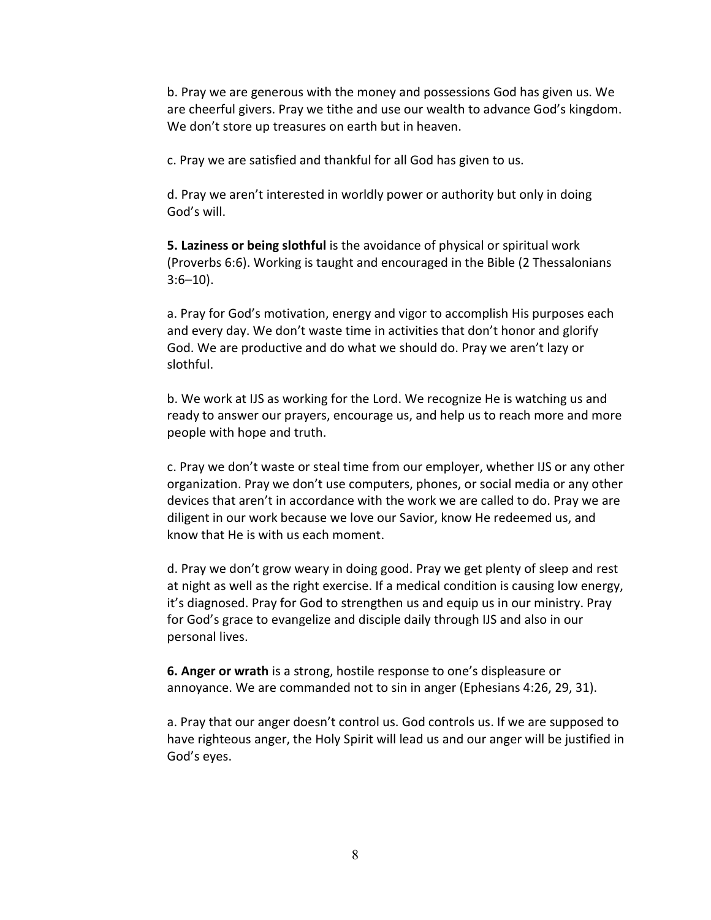b. Pray we are generous with the money and possessions God has given us. We are cheerful givers. Pray we tithe and use our wealth to advance God's kingdom. We don't store up treasures on earth but in heaven.

c. Pray we are satisfied and thankful for all God has given to us.

d. Pray we aren't interested in worldly power or authority but only in doing God's will.

**5. Laziness or being slothful** is the avoidance of physical or spiritual work (Proverbs 6:6). Working is taught and encouraged in the Bible (2 Thessalonians 3:6–10).

a. Pray for God's motivation, energy and vigor to accomplish His purposes each and every day. We don't waste time in activities that don't honor and glorify God. We are productive and do what we should do. Pray we aren't lazy or slothful.

b. We work at IJS as working for the Lord. We recognize He is watching us and ready to answer our prayers, encourage us, and help us to reach more and more people with hope and truth.

c. Pray we don't waste or steal time from our employer, whether IJS or any other organization. Pray we don't use computers, phones, or social media or any other devices that aren't in accordance with the work we are called to do. Pray we are diligent in our work because we love our Savior, know He redeemed us, and know that He is with us each moment.

d. Pray we don't grow weary in doing good. Pray we get plenty of sleep and rest at night as well as the right exercise. If a medical condition is causing low energy, it's diagnosed. Pray for God to strengthen us and equip us in our ministry. Pray for God's grace to evangelize and disciple daily through IJS and also in our personal lives.

**6. Anger or wrath** is a strong, hostile response to one's displeasure or annoyance. We are commanded not to sin in anger (Ephesians 4:26, 29, 31).

a. Pray that our anger doesn't control us. God controls us. If we are supposed to have righteous anger, the Holy Spirit will lead us and our anger will be justified in God's eyes.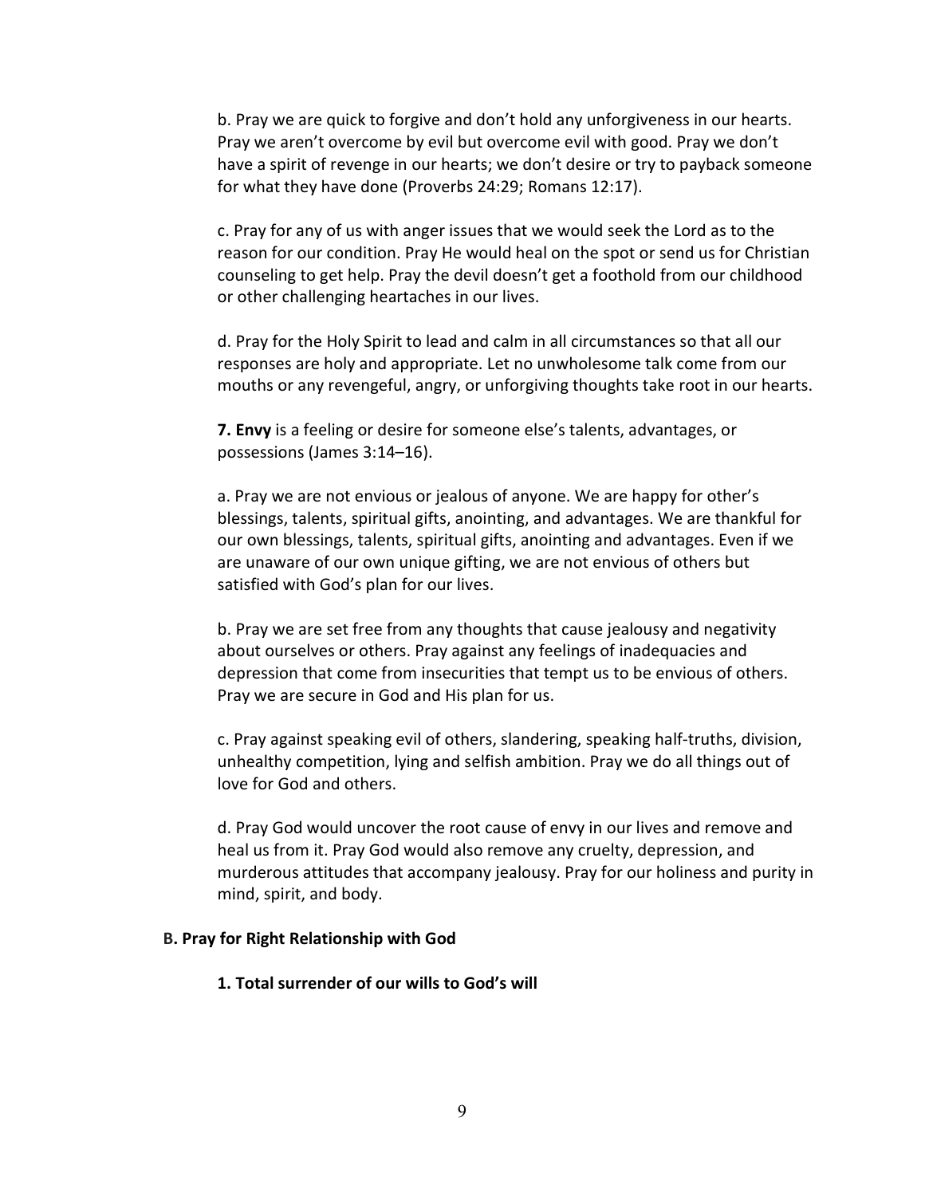b. Pray we are quick to forgive and don't hold any unforgiveness in our hearts. Pray we aren't overcome by evil but overcome evil with good. Pray we don't have a spirit of revenge in our hearts; we don't desire or try to payback someone for what they have done (Proverbs 24:29; Romans 12:17).

c. Pray for any of us with anger issues that we would seek the Lord as to the reason for our condition. Pray He would heal on the spot or send us for Christian counseling to get help. Pray the devil doesn't get a foothold from our childhood or other challenging heartaches in our lives.

d. Pray for the Holy Spirit to lead and calm in all circumstances so that all our responses are holy and appropriate. Let no unwholesome talk come from our mouths or any revengeful, angry, or unforgiving thoughts take root in our hearts.

**7. Envy** is a feeling or desire for someone else's talents, advantages, or possessions (James 3:14–16).

a. Pray we are not envious or jealous of anyone. We are happy for other's blessings, talents, spiritual gifts, anointing, and advantages. We are thankful for our own blessings, talents, spiritual gifts, anointing and advantages. Even if we are unaware of our own unique gifting, we are not envious of others but satisfied with God's plan for our lives.

b. Pray we are set free from any thoughts that cause jealousy and negativity about ourselves or others. Pray against any feelings of inadequacies and depression that come from insecurities that tempt us to be envious of others. Pray we are secure in God and His plan for us.

c. Pray against speaking evil of others, slandering, speaking half-truths, division, unhealthy competition, lying and selfish ambition. Pray we do all things out of love for God and others.

d. Pray God would uncover the root cause of envy in our lives and remove and heal us from it. Pray God would also remove any cruelty, depression, and murderous attitudes that accompany jealousy. Pray for our holiness and purity in mind, spirit, and body.

## B. Pray for Right Relationship with God

### 1. Total surrender of our wills to God's will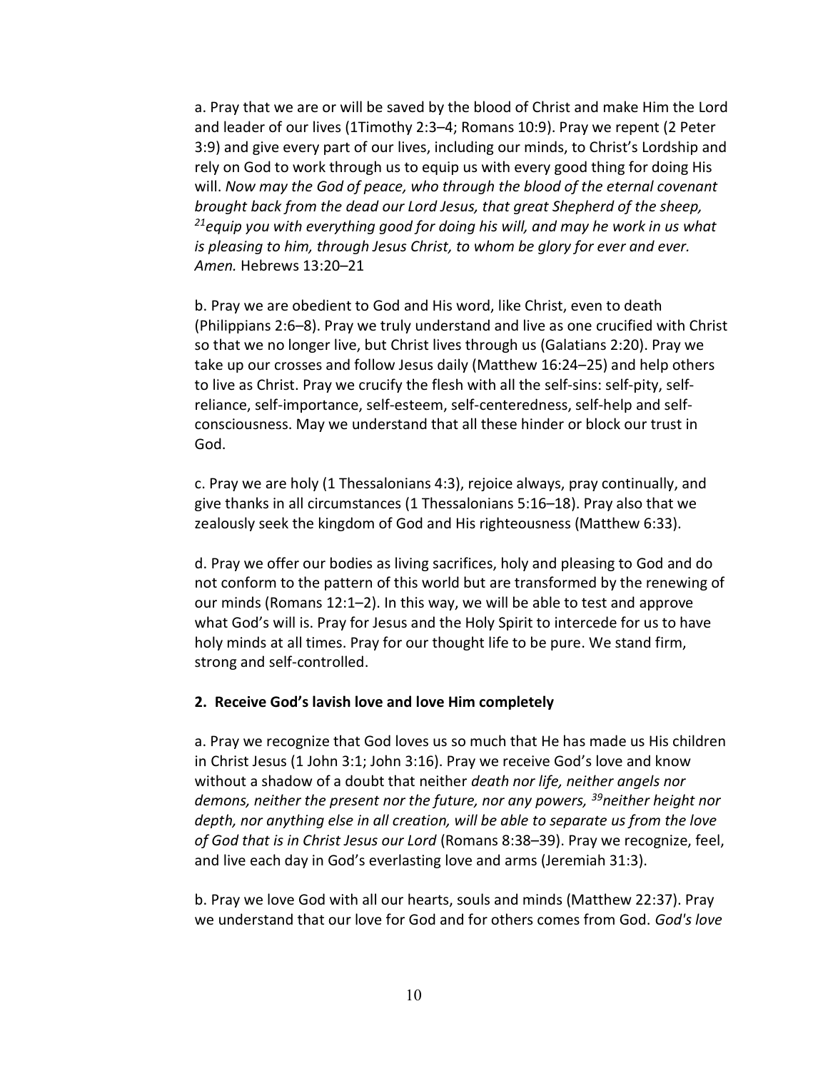a. Pray that we are or will be saved by the blood of Christ and make Him the Lord and leader of our lives (1Timothy 2:3–4; Romans 10:9). Pray we repent (2 Peter 3:9) and give every part of our lives, including our minds, to Christ's Lordship and rely on God to work through us to equip us with every good thing for doing His will. *Now may the God of peace, who through the blood of the eternal covenant brought back from the dead our Lord Jesus, that great Shepherd of the sheep, [21]equip you with everything good for doing his will, and may he work in us what is pleasing to him, through Jesus Christ, to whom be glory for ever and ever. Amen.* Hebrews 13:20–21

b. Pray we are obedient to God and His word, like Christ, even to death (Philippians 2:6–8). Pray we truly understand and live as one crucified with Christ so that we no longer live, but Christ lives through us (Galatians 2:20). Pray we take up our crosses and follow Jesus daily (Matthew 16:24–25) and help others to live as Christ. Pray we crucify the flesh with all the self-sins: self-pity, self-reliance, self-importance, self-esteem, self-centeredness, self-help and self-consciousness. May we understand that all these hinder or block our trust in God.

c. Pray we are holy (1 Thessalonians 4:3), rejoice always, pray continually, and give thanks in all circumstances (1 Thessalonians 5:16–18). Pray also that we zealously seek the kingdom of God and His righteousness (Matthew 6:33).

d. Pray we offer our bodies as living sacrifices, holy and pleasing to God and do not conform to the pattern of this world but are transformed by the renewing of our minds (Romans 12:1–2). In this way, we will be able to test and approve what God's will is. Pray for Jesus and the Holy Spirit to intercede for us to have holy minds at all times. Pray for our thought life to be pure. We stand firm, strong and self-controlled.

**2. Receive God's lavish love and love Him completely**

a. Pray we recognize that God loves us so much that He has made us His children in Christ Jesus (1 John 3:1; John 3:16). Pray we receive God's love and know without a shadow of a doubt that neither *death nor life, neither angels nor demons, neither the present nor the future, nor any powers, [39]neither height nor depth, nor anything else in all creation, will be able to separate us from the love of God that is in Christ Jesus our Lord* (Romans 8:38–39). Pray we recognize, feel, and live each day in God's everlasting love and arms (Jeremiah 31:3).

b. Pray we love God with all our hearts, souls and minds (Matthew 22:37). Pray we understand that our love for God and for others comes from God. *God's love*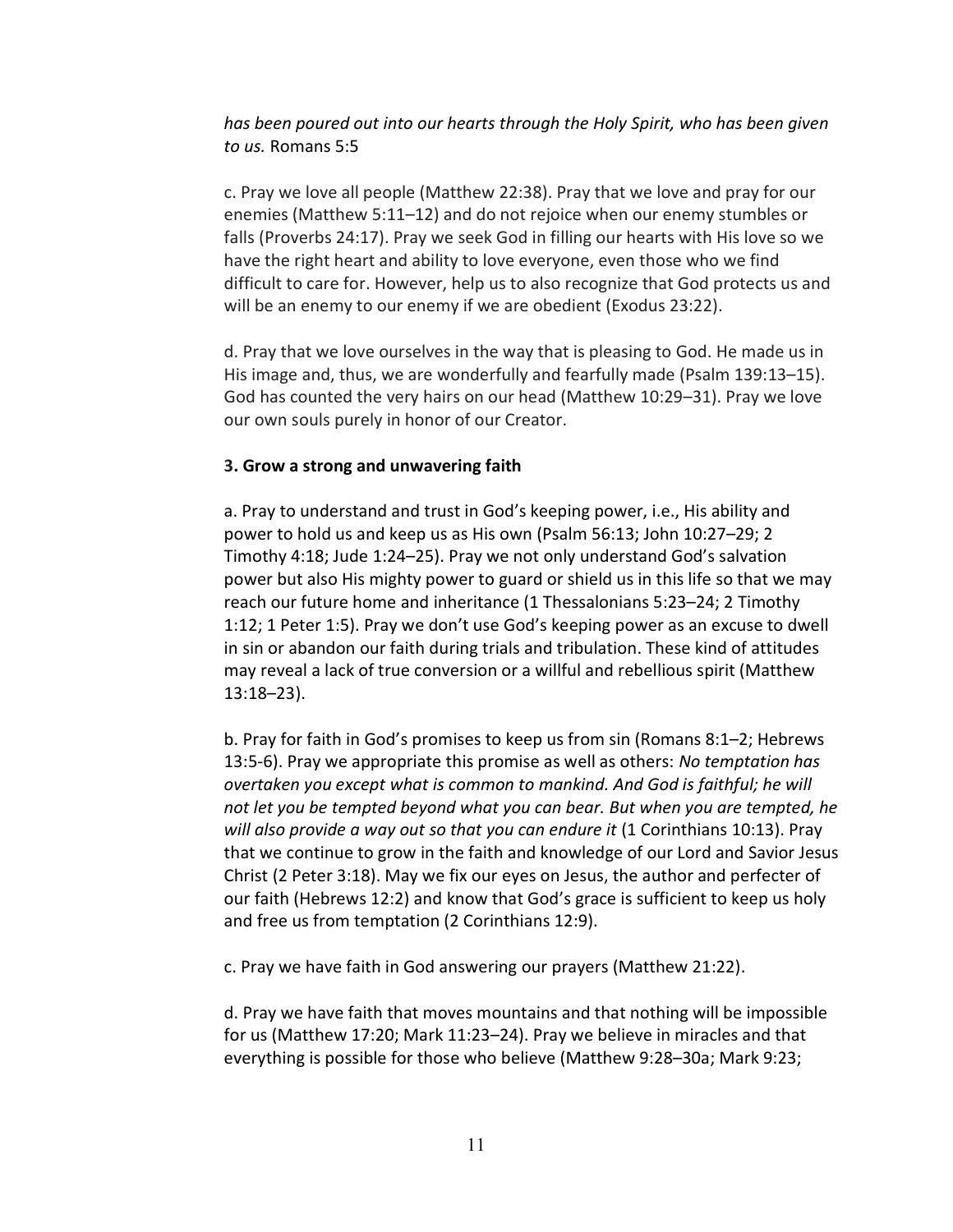*has been poured out into our hearts through the Holy Spirit, who has been given to us.* Romans 5:5

c. Pray we love all people (Matthew 22:38). Pray that we love and pray for our enemies (Matthew 5:11–12) and do not rejoice when our enemy stumbles or falls (Proverbs 24:17). Pray we seek God in filling our hearts with His love so we have the right heart and ability to love everyone, even those who we find difficult to care for. However, help us to also recognize that God protects us and will be an enemy to our enemy if we are obedient (Exodus 23:22).

d. Pray that we love ourselves in the way that is pleasing to God. He made us in His image and, thus, we are wonderfully and fearfully made (Psalm 139:13–15). God has counted the very hairs on our head (Matthew 10:29–31). Pray we love our own souls purely in honor of our Creator.

**3. Grow a strong and unwavering faith**

a. Pray to understand and trust in God's keeping power, i.e., His ability and power to hold us and keep us as His own (Psalm 56:13; John 10:27–29; 2 Timothy 4:18; Jude 1:24–25). Pray we not only understand God's salvation power but also His mighty power to guard or shield us in this life so that we may reach our future home and inheritance (1 Thessalonians 5:23–24; 2 Timothy 1:12; 1 Peter 1:5). Pray we don't use God's keeping power as an excuse to dwell in sin or abandon our faith during trials and tribulation. These kind of attitudes may reveal a lack of true conversion or a willful and rebellious spirit (Matthew 13:18–23).

b. Pray for faith in God's promises to keep us from sin (Romans 8:1–2; Hebrews 13:5-6). Pray we appropriate this promise as well as others: *No temptation has overtaken you except what is common to mankind. And God is faithful; he will not let you be tempted beyond what you can bear. But when you are tempted, he will also provide a way out so that you can endure it* (1 Corinthians 10:13). Pray that we continue to grow in the faith and knowledge of our Lord and Savior Jesus Christ (2 Peter 3:18). May we fix our eyes on Jesus, the author and perfecter of our faith (Hebrews 12:2) and know that God's grace is sufficient to keep us holy and free us from temptation (2 Corinthians 12:9).

c. Pray we have faith in God answering our prayers (Matthew 21:22).

d. Pray we have faith that moves mountains and that nothing will be impossible for us (Matthew 17:20; Mark 11:23–24). Pray we believe in miracles and that everything is possible for those who believe (Matthew 9:28–30a; Mark 9:23;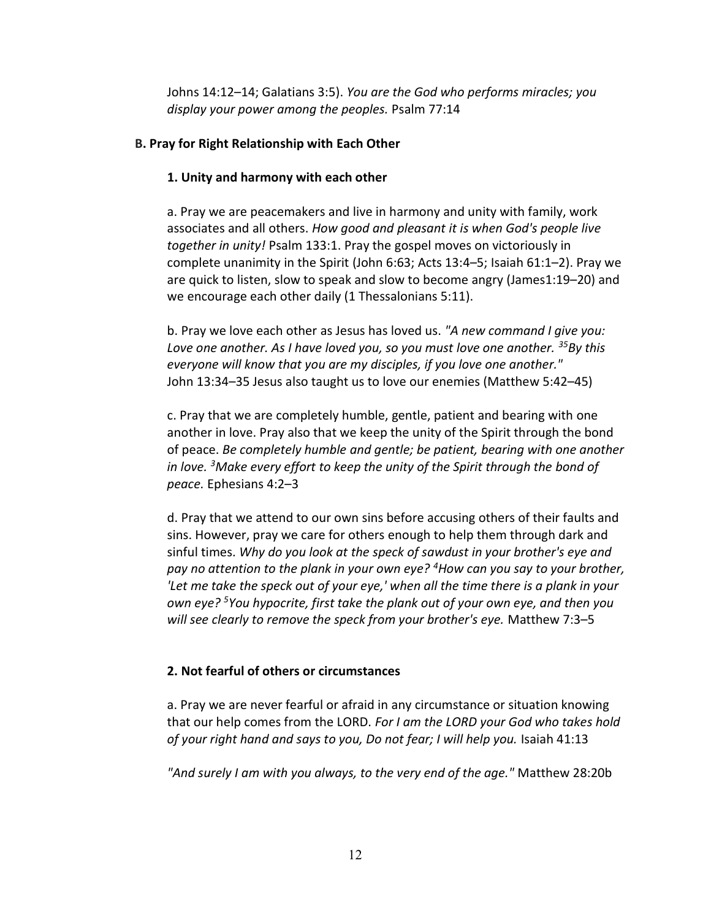Johns 14:12–14; Galatians 3:5). *You are the God who performs miracles; you display your power among the peoples.* Psalm 77:14

### B. Pray for Right Relationship with Each Other

#### 1. Unity and harmony with each other

a. Pray we are peacemakers and live in harmony and unity with family, work associates and all others. *How good and pleasant it is when God's people live together in unity!* Psalm 133:1. Pray the gospel moves on victoriously in complete unanimity in the Spirit (John 6:63; Acts 13:4–5; Isaiah 61:1–2). Pray we are quick to listen, slow to speak and slow to become angry (James1:19–20) and we encourage each other daily (1 Thessalonians 5:11).

b. Pray we love each other as Jesus has loved us. *"A new command I give you: Love one another. As I have loved you, so you must love one another. [35]By this everyone will know that you are my disciples, if you love one another."* John 13:34–35 Jesus also taught us to love our enemies (Matthew 5:42–45)

c. Pray that we are completely humble, gentle, patient and bearing with one another in love. Pray also that we keep the unity of the Spirit through the bond of peace. *Be completely humble and gentle; be patient, bearing with one another in love. [3]Make every effort to keep the unity of the Spirit through the bond of peace.* Ephesians 4:2–3

d. Pray that we attend to our own sins before accusing others of their faults and sins. However, pray we care for others enough to help them through dark and sinful times. *Why do you look at the speck of sawdust in your brother's eye and pay no attention to the plank in your own eye? [4]How can you say to your brother, 'Let me take the speck out of your eye,' when all the time there is a plank in your own eye? [5]You hypocrite, first take the plank out of your own eye, and then you will see clearly to remove the speck from your brother's eye.* Matthew 7:3–5

#### 2. Not fearful of others or circumstances

a. Pray we are never fearful or afraid in any circumstance or situation knowing that our help comes from the LORD. *For I am the LORD your God who takes hold of your right hand and says to you, Do not fear; I will help you.* Isaiah 41:13

*"And surely I am with you always, to the very end of the age."* Matthew 28:20b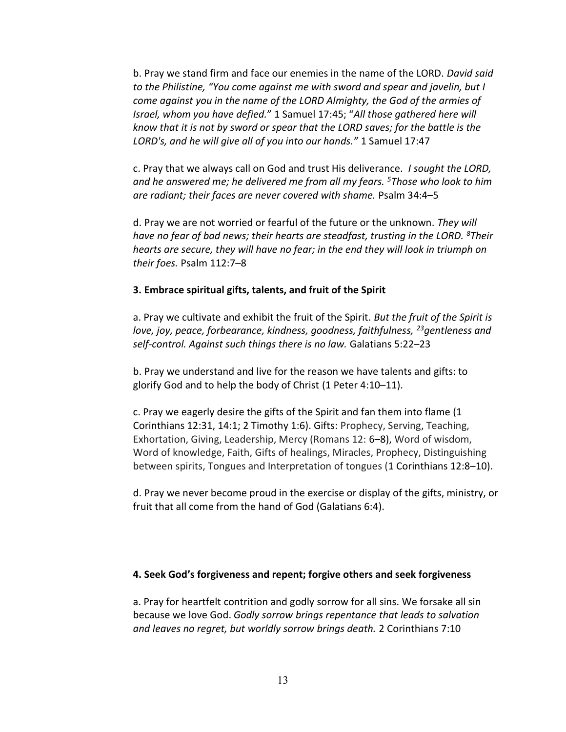b. Pray we stand firm and face our enemies in the name of the LORD. *David said to the Philistine, "You come against me with sword and spear and javelin, but I come against you in the name of the LORD Almighty, the God of the armies of Israel, whom you have defied."* 1 Samuel 17:45; "*All those gathered here will know that it is not by sword or spear that the LORD saves; for the battle is the LORD's, and he will give all of you into our hands."* 1 Samuel 17:47

c. Pray that we always call on God and trust His deliverance. *I sought the LORD, and he answered me; he delivered me from all my fears. [5]Those who look to him are radiant; their faces are never covered with shame.* Psalm 34:4–5

d. Pray we are not worried or fearful of the future or the unknown. *They will have no fear of bad news; their hearts are steadfast, trusting in the LORD. [8]Their hearts are secure, they will have no fear; in the end they will look in triumph on their foes.* Psalm 112:7–8

**3. Embrace spiritual gifts, talents, and fruit of the Spirit**

a. Pray we cultivate and exhibit the fruit of the Spirit. *But the fruit of the Spirit is love, joy, peace, forbearance, kindness, goodness, faithfulness, [23]gentleness and self-control. Against such things there is no law.* Galatians 5:22–23

b. Pray we understand and live for the reason we have talents and gifts: to glorify God and to help the body of Christ (1 Peter 4:10–11).

c. Pray we eagerly desire the gifts of the Spirit and fan them into flame (1 Corinthians 12:31, 14:1; 2 Timothy 1:6). Gifts: Prophecy, Serving, Teaching, Exhortation, Giving, Leadership, Mercy (Romans 12: 6–8), Word of wisdom, Word of knowledge, Faith, Gifts of healings, Miracles, Prophecy, Distinguishing between spirits, Tongues and Interpretation of tongues (1 Corinthians 12:8–10).

d. Pray we never become proud in the exercise or display of the gifts, ministry, or fruit that all come from the hand of God (Galatians 6:4).

**4. Seek God's forgiveness and repent; forgive others and seek forgiveness**

a. Pray for heartfelt contrition and godly sorrow for all sins. We forsake all sin because we love God. *Godly sorrow brings repentance that leads to salvation and leaves no regret, but worldly sorrow brings death.* 2 Corinthians 7:10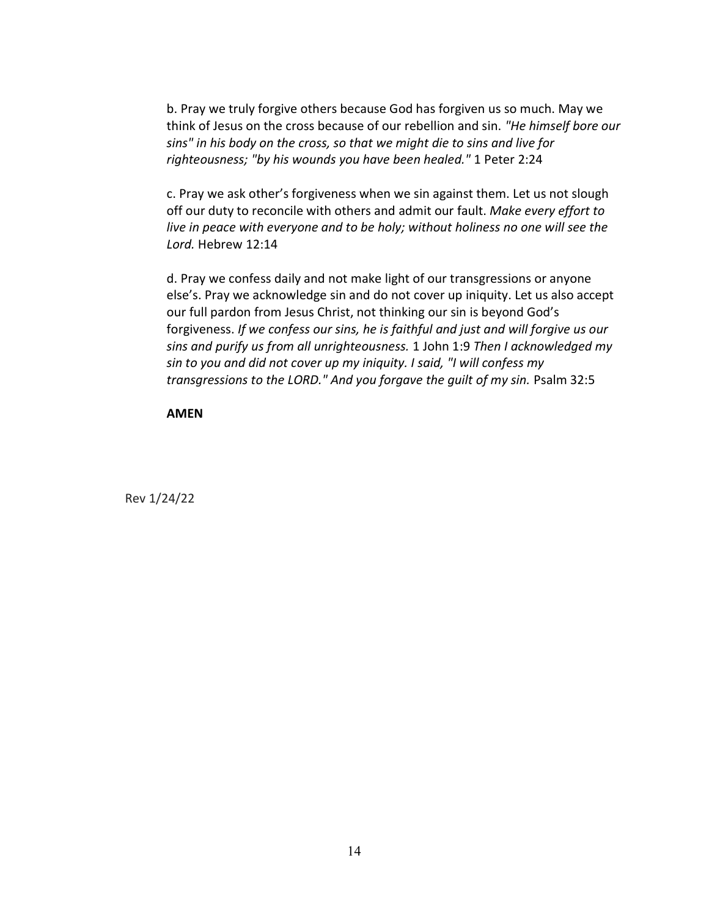b. Pray we truly forgive others because God has forgiven us so much. May we think of Jesus on the cross because of our rebellion and sin. *"He himself bore our sins" in his body on the cross, so that we might die to sins and live for righteousness; "by his wounds you have been healed."* 1 Peter 2:24

c. Pray we ask other's forgiveness when we sin against them. Let us not slough off our duty to reconcile with others and admit our fault. *Make every effort to live in peace with everyone and to be holy; without holiness no one will see the Lord.* Hebrew 12:14

d. Pray we confess daily and not make light of our transgressions or anyone else's. Pray we acknowledge sin and do not cover up iniquity. Let us also accept our full pardon from Jesus Christ, not thinking our sin is beyond God's forgiveness. *If we confess our sins, he is faithful and just and will forgive us our sins and purify us from all unrighteousness.* 1 John 1:9 *Then I acknowledged my sin to you and did not cover up my iniquity. I said, "I will confess my transgressions to the LORD." And you forgave the guilt of my sin.* Psalm 32:5

**AMEN**

Rev 1/24/22